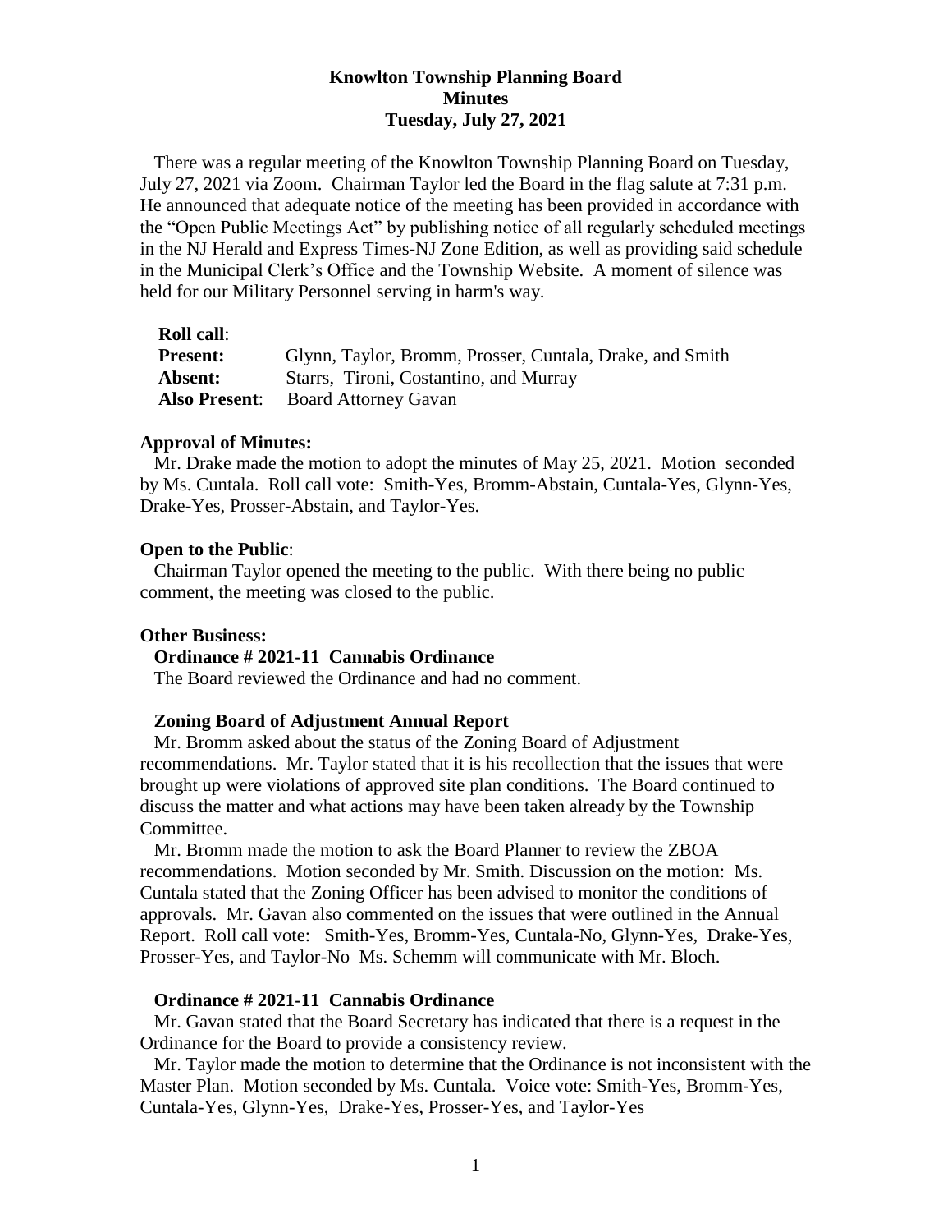# Knowlton Township Planning Board
## Minutes
### Tuesday, July 27, 2021

There was a regular meeting of the Knowlton Township Planning Board on Tuesday, July 27, 2021 via Zoom. Chairman Taylor led the Board in the flag salute at 7:31 p.m. He announced that adequate notice of the meeting has been provided in accordance with the "Open Public Meetings Act" by publishing notice of all regularly scheduled meetings in the NJ Herald and Express Times-NJ Zone Edition, as well as providing said schedule in the Municipal Clerk's Office and the Township Website. A moment of silence was held for our Military Personnel serving in harm's way.

**Roll call**:

**Present:** Glynn, Taylor, Bromm, Prosser, Cuntala, Drake, and Smith
**Absent:** Starrs, Tironi, Costantino, and Murray
**Also Present**: Board Attorney Gavan

**Approval of Minutes:**

Mr. Drake made the motion to adopt the minutes of May 25, 2021. Motion seconded by Ms. Cuntala. Roll call vote: Smith-Yes, Bromm-Abstain, Cuntala-Yes, Glynn-Yes, Drake-Yes, Prosser-Abstain, and Taylor-Yes.

**Open to the Public**:

Chairman Taylor opened the meeting to the public. With there being no public comment, the meeting was closed to the public.

**Other Business:**

**Ordinance # 2021-11 Cannabis Ordinance**

The Board reviewed the Ordinance and had no comment.

**Zoning Board of Adjustment Annual Report**

Mr. Bromm asked about the status of the Zoning Board of Adjustment recommendations. Mr. Taylor stated that it is his recollection that the issues that were brought up were violations of approved site plan conditions. The Board continued to discuss the matter and what actions may have been taken already by the Township Committee.

Mr. Bromm made the motion to ask the Board Planner to review the ZBOA recommendations. Motion seconded by Mr. Smith. Discussion on the motion: Ms. Cuntala stated that the Zoning Officer has been advised to monitor the conditions of approvals. Mr. Gavan also commented on the issues that were outlined in the Annual Report. Roll call vote: Smith-Yes, Bromm-Yes, Cuntala-No, Glynn-Yes, Drake-Yes, Prosser-Yes, and Taylor-No Ms. Schemm will communicate with Mr. Bloch.

**Ordinance # 2021-11 Cannabis Ordinance**

Mr. Gavan stated that the Board Secretary has indicated that there is a request in the Ordinance for the Board to provide a consistency review.

Mr. Taylor made the motion to determine that the Ordinance is not inconsistent with the Master Plan. Motion seconded by Ms. Cuntala. Voice vote: Smith-Yes, Bromm-Yes, Cuntala-Yes, Glynn-Yes, Drake-Yes, Prosser-Yes, and Taylor-Yes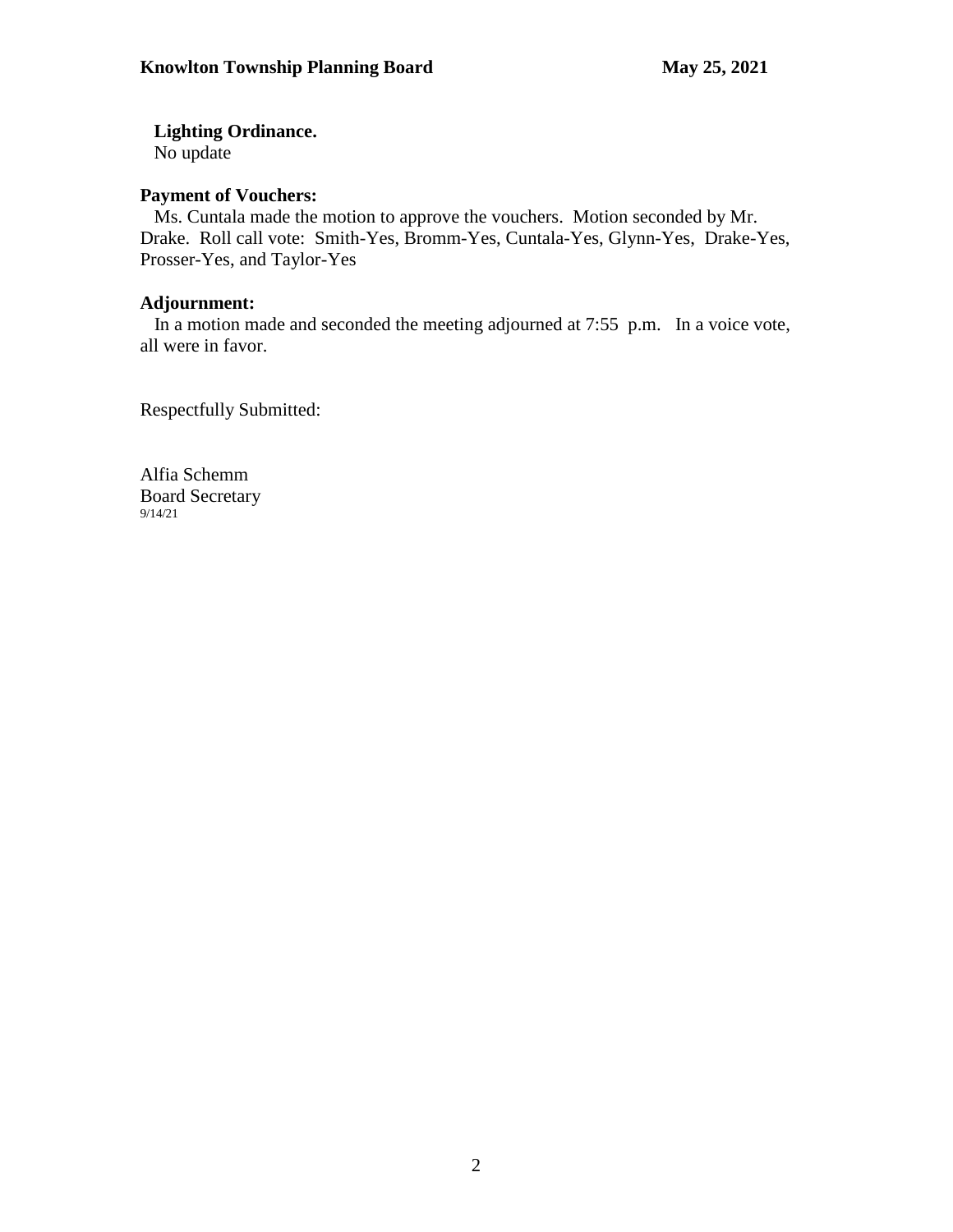**Lighting Ordinance.**
No update

**Payment of Vouchers:**

Ms. Cuntala made the motion to approve the vouchers. Motion seconded by Mr. Drake. Roll call vote: Smith-Yes, Bromm-Yes, Cuntala-Yes, Glynn-Yes, Drake-Yes, Prosser-Yes, and Taylor-Yes

**Adjournment:**

In a motion made and seconded the meeting adjourned at 7:55 p.m. In a voice vote, all were in favor.

Respectfully Submitted:

Alfia Schemm
Board Secretary
9/14/21